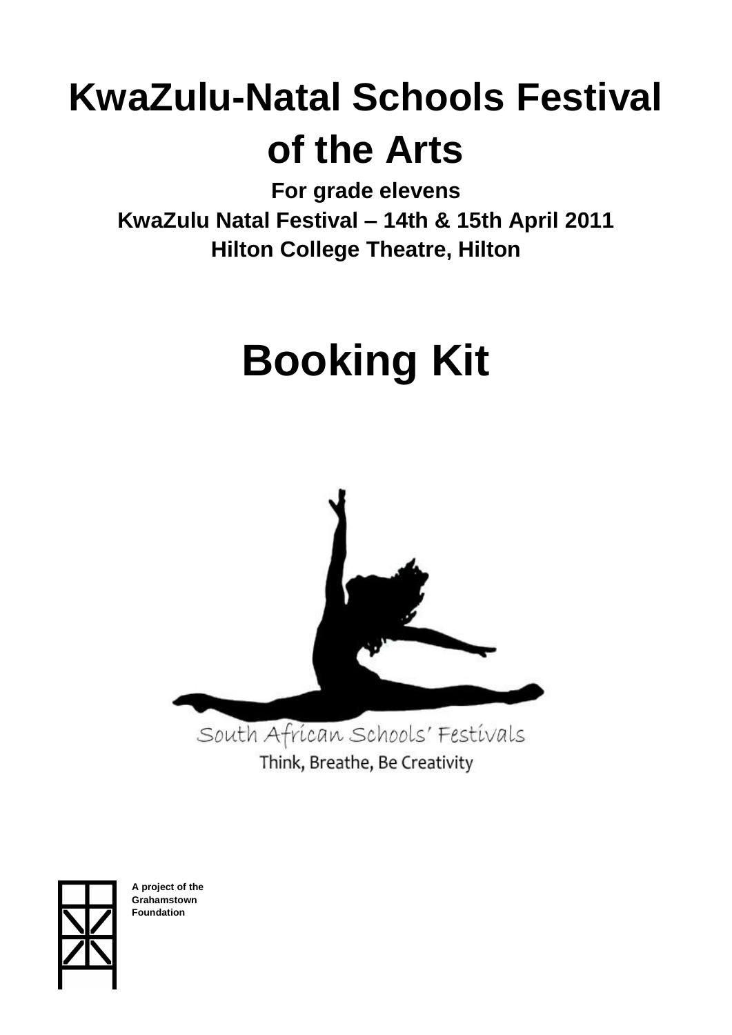# KwaZulu-Natal Schools Festival of the Arts

**For grade elevens**

**KwaZulu Natal Festival – 14th & 15th April 2011**

**Hilton College Theatre, Hilton**

# Booking Kit

South African Schools' Festivals

Think, Breathe, Be Creativity

**A project of the Grahamstown Foundation**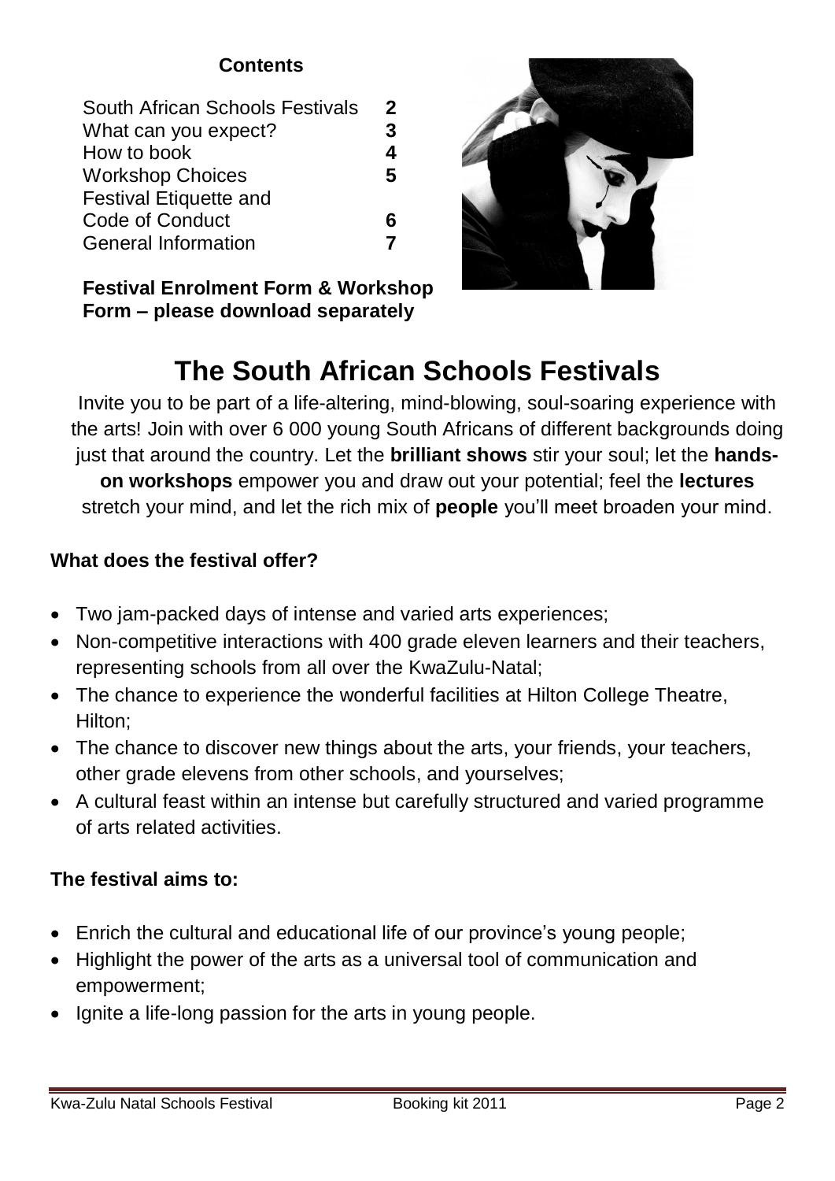**Contents**

| | |
|---|---|
| South African Schools Festivals | **2** |
| What can you expect? | **3** |
| How to book | **4** |
| Workshop Choices | **5** |
| Festival Etiquette and Code of Conduct | **6** |
| General Information | **7** |

**Festival Enrolment Form & Workshop Form – please download separately**

# The South African Schools Festivals

Invite you to be part of a life-altering, mind-blowing, soul-soaring experience with the arts! Join with over 6 000 young South Africans of different backgrounds doing just that around the country. Let the **brilliant shows** stir your soul; let the **hands-on workshops** empower you and draw out your potential; feel the **lectures** stretch your mind, and let the rich mix of **people** you'll meet broaden your mind.

### What does the festival offer?

- Two jam-packed days of intense and varied arts experiences;
- Non-competitive interactions with 400 grade eleven learners and their teachers, representing schools from all over the KwaZulu-Natal;
- The chance to experience the wonderful facilities at Hilton College Theatre, Hilton;
- The chance to discover new things about the arts, your friends, your teachers, other grade elevens from other schools, and yourselves;
- A cultural feast within an intense but carefully structured and varied programme of arts related activities.

### The festival aims to:

- Enrich the cultural and educational life of our province's young people;
- Highlight the power of the arts as a universal tool of communication and empowerment;
- Ignite a life-long passion for the arts in young people.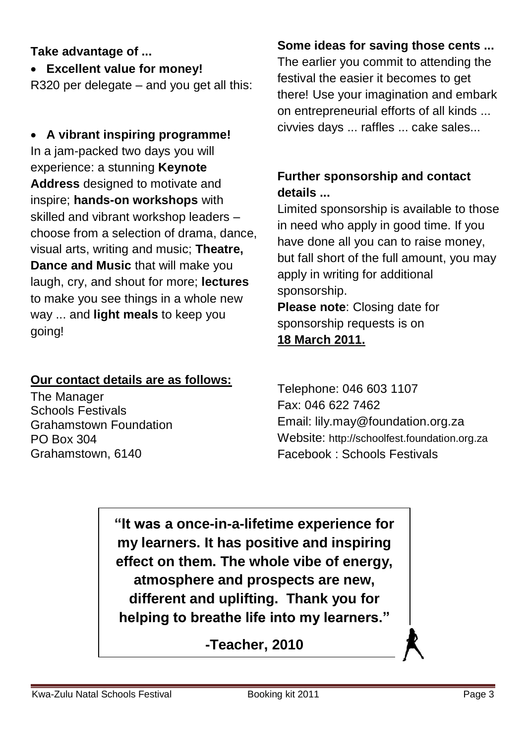**Take advantage of ...**

- **Excellent value for money!**

R320 per delegate – and you get all this:

- **A vibrant inspiring programme!**

In a jam-packed two days you will experience: a stunning **Keynote Address** designed to motivate and inspire; **hands-on workshops** with skilled and vibrant workshop leaders – choose from a selection of drama, dance, visual arts, writing and music; **Theatre, Dance and Music** that will make you laugh, cry, and shout for more; **lectures** to make you see things in a whole new way ... and **light meals** to keep you going!

**Some ideas for saving those cents ...**

The earlier you commit to attending the festival the easier it becomes to get there! Use your imagination and embark on entrepreneurial efforts of all kinds ... civvies days ... raffles ... cake sales...

**Further sponsorship and contact details ...**

Limited sponsorship is available to those in need who apply in good time. If you have done all you can to raise money, but fall short of the full amount, you may apply in writing for additional sponsorship.

**Please note**: Closing date for sponsorship requests is on **18 March 2011.**

**Our contact details are as follows:**

The Manager
Schools Festivals
Grahamstown Foundation
PO Box 304
Grahamstown, 6140

Telephone: 046 603 1107
Fax: 046 622 7462
Email: lily.may@foundation.org.za
Website: http://schoolfest.foundation.org.za
Facebook : Schools Festivals

**"It was a once-in-a-lifetime experience for my learners. It has positive and inspiring effect on them. The whole vibe of energy, atmosphere and prospects are new, different and uplifting. Thank you for helping to breathe life into my learners."**

**-Teacher, 2010**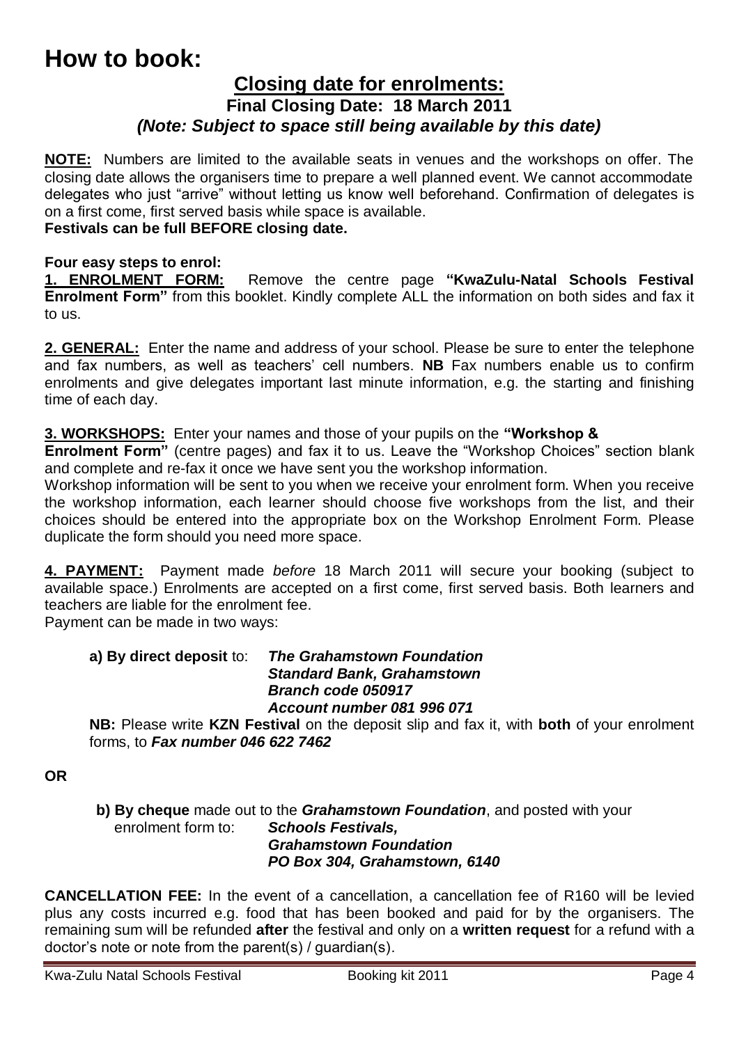# How to book:

## Closing date for enrolments:

### Final Closing Date: 18 March 2011

### *(Note: Subject to space still being available by this date)*

**NOTE:** Numbers are limited to the available seats in venues and the workshops on offer. The closing date allows the organisers time to prepare a well planned event. We cannot accommodate delegates who just "arrive" without letting us know well beforehand. Confirmation of delegates is on a first come, first served basis while space is available.

**Festivals can be full BEFORE closing date.**

**Four easy steps to enrol:**

**1. ENROLMENT FORM:** Remove the centre page **"KwaZulu-Natal Schools Festival Enrolment Form"** from this booklet. Kindly complete ALL the information on both sides and fax it to us.

**2. GENERAL:** Enter the name and address of your school. Please be sure to enter the telephone and fax numbers, as well as teachers' cell numbers. **NB** Fax numbers enable us to confirm enrolments and give delegates important last minute information, e.g. the starting and finishing time of each day.

**3. WORKSHOPS:** Enter your names and those of your pupils on the **"Workshop & Enrolment Form"** (centre pages) and fax it to us. Leave the "Workshop Choices" section blank and complete and re-fax it once we have sent you the workshop information.

Workshop information will be sent to you when we receive your enrolment form. When you receive the workshop information, each learner should choose five workshops from the list, and their choices should be entered into the appropriate box on the Workshop Enrolment Form. Please duplicate the form should you need more space.

**4. PAYMENT:** Payment made *before* 18 March 2011 will secure your booking (subject to available space.) Enrolments are accepted on a first come, first served basis. Both learners and teachers are liable for the enrolment fee.

Payment can be made in two ways:

**a) By direct deposit** to: ***The Grahamstown Foundation***
***Standard Bank, Grahamstown***
***Branch code 050917***
***Account number 081 996 071***

**NB:** Please write **KZN Festival** on the deposit slip and fax it, with **both** of your enrolment forms, to ***Fax number 046 622 7462***

**OR**

**b) By cheque** made out to the ***Grahamstown Foundation***, and posted with your enrolment form to: ***Schools Festivals,***
***Grahamstown Foundation***
***PO Box 304, Grahamstown, 6140***

**CANCELLATION FEE:** In the event of a cancellation, a cancellation fee of R160 will be levied plus any costs incurred e.g. food that has been booked and paid for by the organisers. The remaining sum will be refunded **after** the festival and only on a **written request** for a refund with a doctor's note or note from the parent(s) / guardian(s).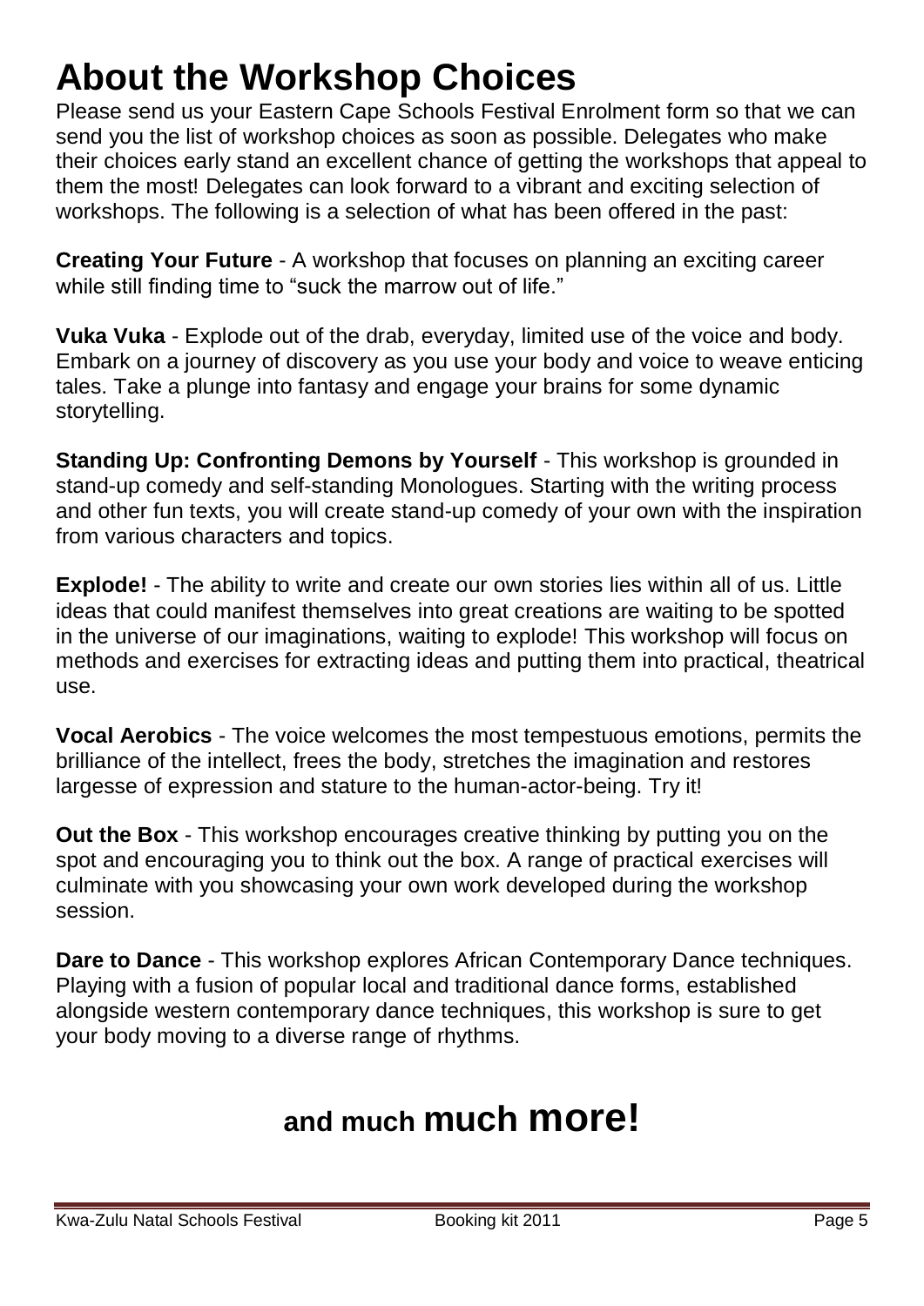# About the Workshop Choices

Please send us your Eastern Cape Schools Festival Enrolment form so that we can send you the list of workshop choices as soon as possible. Delegates who make their choices early stand an excellent chance of getting the workshops that appeal to them the most! Delegates can look forward to a vibrant and exciting selection of workshops. The following is a selection of what has been offered in the past:

**Creating Your Future** - A workshop that focuses on planning an exciting career while still finding time to "suck the marrow out of life."

**Vuka Vuka** - Explode out of the drab, everyday, limited use of the voice and body. Embark on a journey of discovery as you use your body and voice to weave enticing tales. Take a plunge into fantasy and engage your brains for some dynamic storytelling.

**Standing Up: Confronting Demons by Yourself** - This workshop is grounded in stand-up comedy and self-standing Monologues. Starting with the writing process and other fun texts, you will create stand-up comedy of your own with the inspiration from various characters and topics.

**Explode!** - The ability to write and create our own stories lies within all of us. Little ideas that could manifest themselves into great creations are waiting to be spotted in the universe of our imaginations, waiting to explode! This workshop will focus on methods and exercises for extracting ideas and putting them into practical, theatrical use.

**Vocal Aerobics** - The voice welcomes the most tempestuous emotions, permits the brilliance of the intellect, frees the body, stretches the imagination and restores largesse of expression and stature to the human-actor-being. Try it!

**Out the Box** - This workshop encourages creative thinking by putting you on the spot and encouraging you to think out the box. A range of practical exercises will culminate with you showcasing your own work developed during the workshop session.

**Dare to Dance** - This workshop explores African Contemporary Dance techniques. Playing with a fusion of popular local and traditional dance forms, established alongside western contemporary dance techniques, this workshop is sure to get your body moving to a diverse range of rhythms.

## and much much more!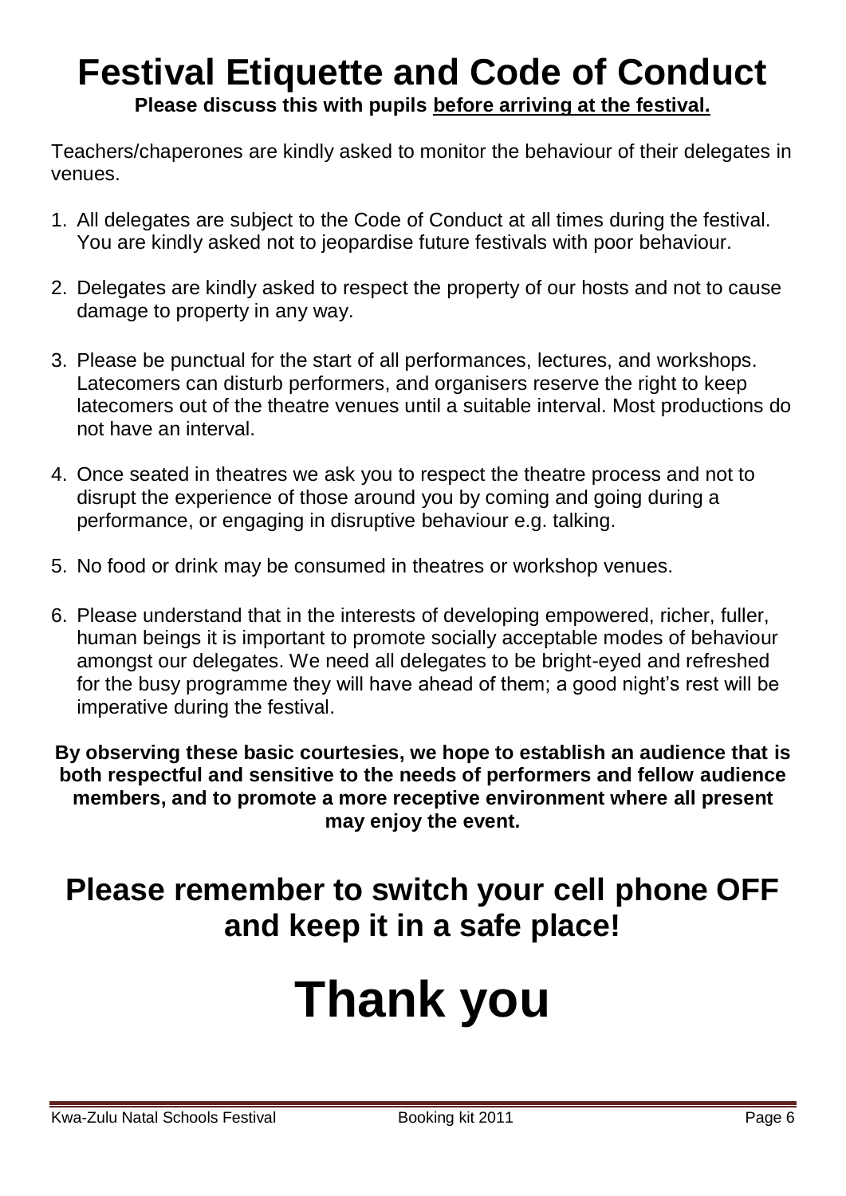# Festival Etiquette and Code of Conduct

**Please discuss this with pupils before arriving at the festival.**

Teachers/chaperones are kindly asked to monitor the behaviour of their delegates in venues.

1. All delegates are subject to the Code of Conduct at all times during the festival. You are kindly asked not to jeopardise future festivals with poor behaviour.
2. Delegates are kindly asked to respect the property of our hosts and not to cause damage to property in any way.
3. Please be punctual for the start of all performances, lectures, and workshops. Latecomers can disturb performers, and organisers reserve the right to keep latecomers out of the theatre venues until a suitable interval. Most productions do not have an interval.
4. Once seated in theatres we ask you to respect the theatre process and not to disrupt the experience of those around you by coming and going during a performance, or engaging in disruptive behaviour e.g. talking.
5. No food or drink may be consumed in theatres or workshop venues.
6. Please understand that in the interests of developing empowered, richer, fuller, human beings it is important to promote socially acceptable modes of behaviour amongst our delegates. We need all delegates to be bright-eyed and refreshed for the busy programme they will have ahead of them; a good night's rest will be imperative during the festival.

**By observing these basic courtesies, we hope to establish an audience that is both respectful and sensitive to the needs of performers and fellow audience members, and to promote a more receptive environment where all present may enjoy the event.**

## Please remember to switch your cell phone OFF and keep it in a safe place!

# Thank you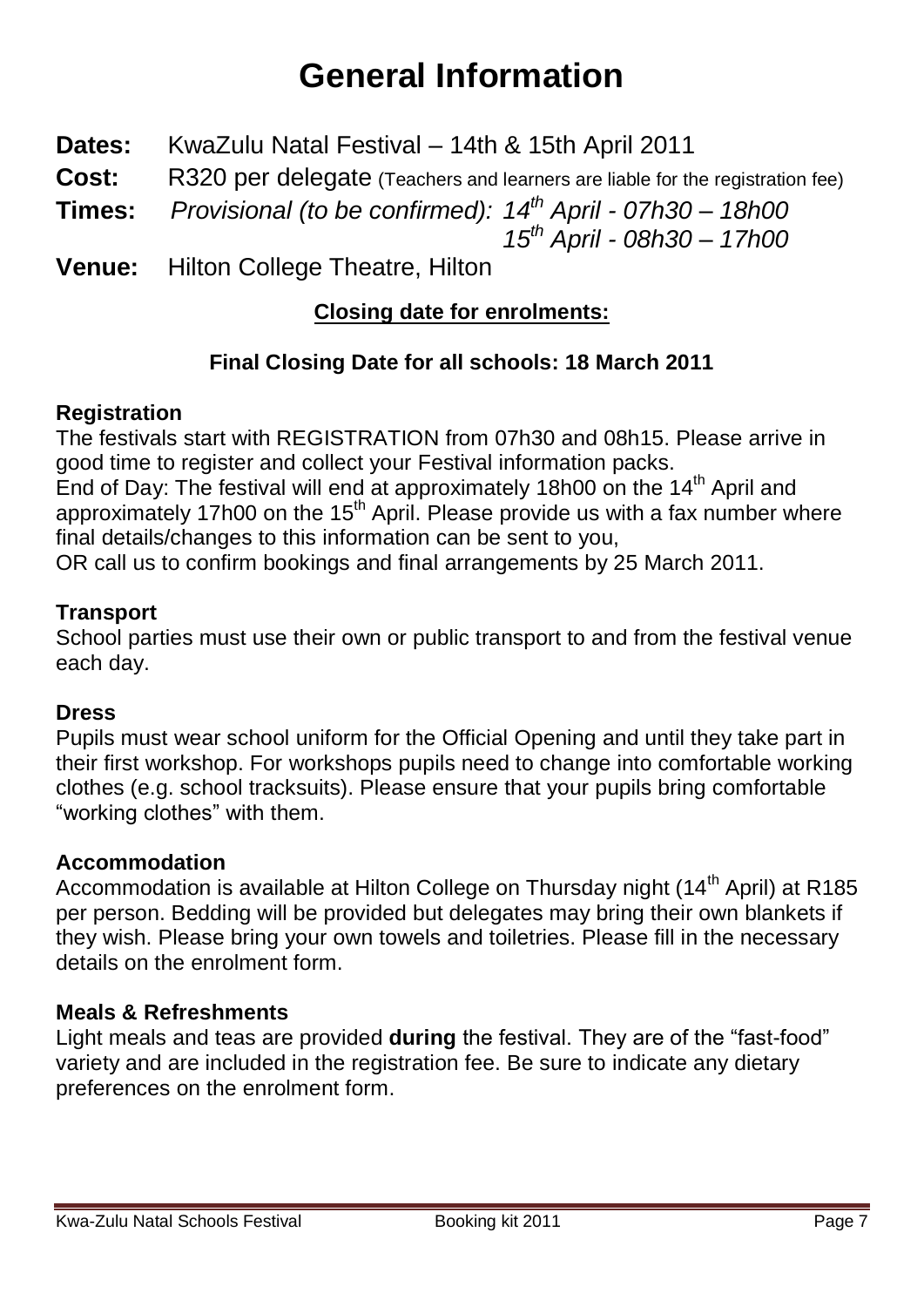# General Information

**Dates:** KwaZulu Natal Festival – 14th & 15th April 2011

**Cost:** R320 per delegate (Teachers and learners are liable for the registration fee)

**Times:** *Provisional (to be confirmed): 14th April - 07h30 – 18h00*
*15th April - 08h30 – 17h00*

**Venue:** Hilton College Theatre, Hilton

**Closing date for enrolments:**

**Final Closing Date for all schools: 18 March 2011**

### Registration

The festivals start with REGISTRATION from 07h30 and 08h15. Please arrive in good time to register and collect your Festival information packs.
End of Day: The festival will end at approximately 18h00 on the 14th April and approximately 17h00 on the 15th April. Please provide us with a fax number where final details/changes to this information can be sent to you,
OR call us to confirm bookings and final arrangements by 25 March 2011.

### Transport

School parties must use their own or public transport to and from the festival venue each day.

### Dress

Pupils must wear school uniform for the Official Opening and until they take part in their first workshop. For workshops pupils need to change into comfortable working clothes (e.g. school tracksuits). Please ensure that your pupils bring comfortable "working clothes" with them.

### Accommodation

Accommodation is available at Hilton College on Thursday night (14th April) at R185 per person. Bedding will be provided but delegates may bring their own blankets if they wish. Please bring your own towels and toiletries. Please fill in the necessary details on the enrolment form.

### Meals & Refreshments

Light meals and teas are provided **during** the festival. They are of the "fast-food" variety and are included in the registration fee. Be sure to indicate any dietary preferences on the enrolment form.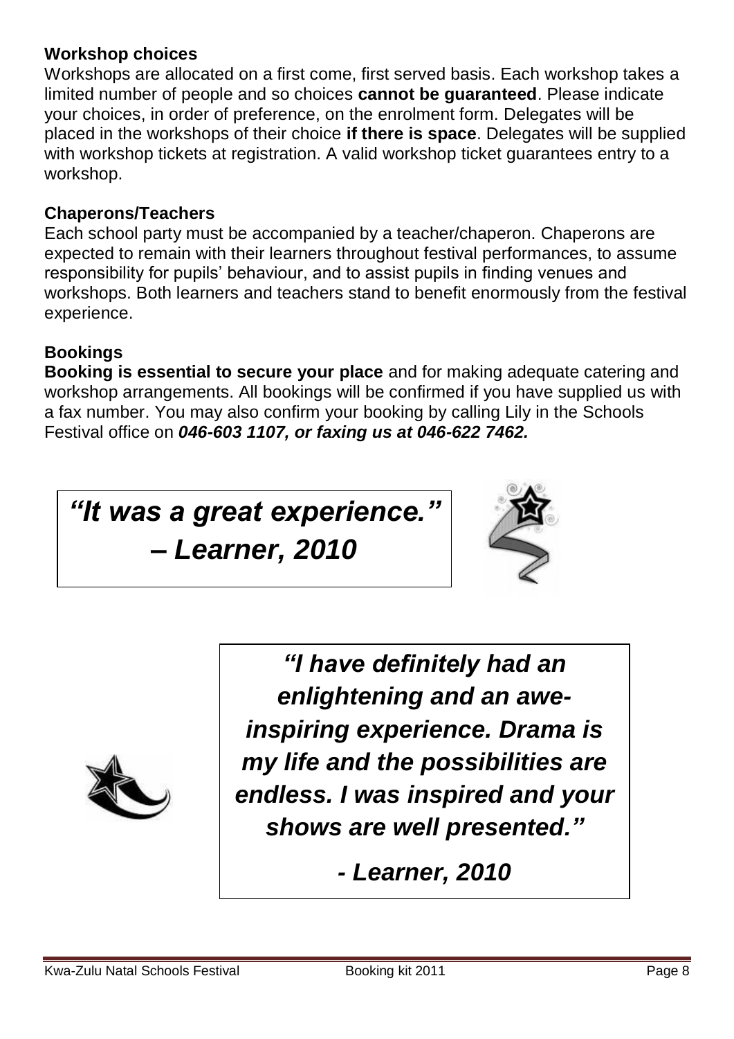### Workshop choices

Workshops are allocated on a first come, first served basis. Each workshop takes a limited number of people and so choices **cannot be guaranteed**. Please indicate your choices, in order of preference, on the enrolment form. Delegates will be placed in the workshops of their choice **if there is space**. Delegates will be supplied with workshop tickets at registration. A valid workshop ticket guarantees entry to a workshop.

### Chaperons/Teachers

Each school party must be accompanied by a teacher/chaperon. Chaperons are expected to remain with their learners throughout festival performances, to assume responsibility for pupils' behaviour, and to assist pupils in finding venues and workshops. Both learners and teachers stand to benefit enormously from the festival experience.

### Bookings

**Booking is essential to secure your place** and for making adequate catering and workshop arrangements. All bookings will be confirmed if you have supplied us with a fax number. You may also confirm your booking by calling Lily in the Schools Festival office on ***046-603 1107, or faxing us at 046-622 7462.***

> ***"It was a great experience." – Learner, 2010***

> ***"I have definitely had an enlightening and an awe-inspiring experience. Drama is my life and the possibilities are endless. I was inspired and your shows are well presented."***
>
> ***- Learner, 2010***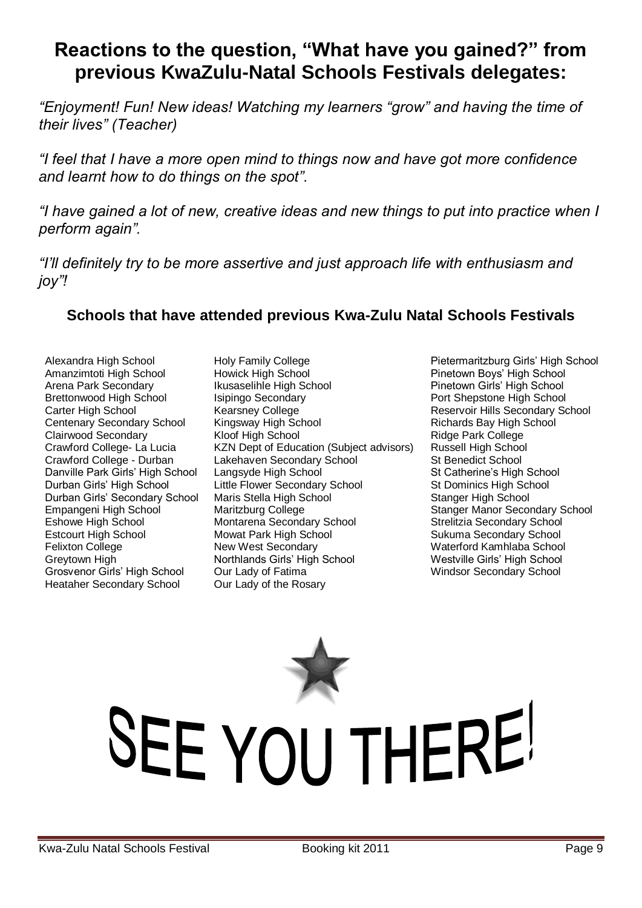# Reactions to the question, "What have you gained?" from previous KwaZulu-Natal Schools Festivals delegates:

*"Enjoyment! Fun! New ideas! Watching my learners "grow" and having the time of their lives" (Teacher)*

*"I feel that I have a more open mind to things now and have got more confidence and learnt how to do things on the spot".*

*"I have gained a lot of new, creative ideas and new things to put into practice when I perform again".*

*"I'll definitely try to be more assertive and just approach life with enthusiasm and joy"!*

### Schools that have attended previous Kwa-Zulu Natal Schools Festivals

Alexandra High School
Amanzimtoti High School
Arena Park Secondary
Brettonwood High School
Carter High School
Centenary Secondary School
Clairwood Secondary
Crawford College- La Lucia
Crawford College - Durban
Danville Park Girls' High School
Durban Girls' High School
Durban Girls' Secondary School
Empangeni High School
Eshowe High School
Estcourt High School
Felixton College
Greytown High
Grosvenor Girls' High School
Heataher Secondary School
Holy Family College
Howick High School
Ikusaselihle High School
Isipingo Secondary
Kearsney College
Kingsway High School
Kloof High School
KZN Dept of Education (Subject advisors)
Lakehaven Secondary School
Langsyde High School
Little Flower Secondary School
Maris Stella High School
Maritzburg College
Montarena Secondary School
Mowat Park High School
New West Secondary
Northlands Girls' High School
Our Lady of Fatima
Our Lady of the Rosary
Pietermaritzburg Girls' High School
Pinetown Boys' High School
Pinetown Girls' High School
Port Shepstone High School
Reservoir Hills Secondary School
Richards Bay High School
Ridge Park College
Russell High School
St Benedict School
St Catherine's High School
St Dominics High School
Stanger High School
Stanger Manor Secondary School
Strelitzia Secondary School
Sukuma Secondary School
Waterford Kamhlaba School
Westville Girls' High School
Windsor Secondary School

# SEE YOU THERE!